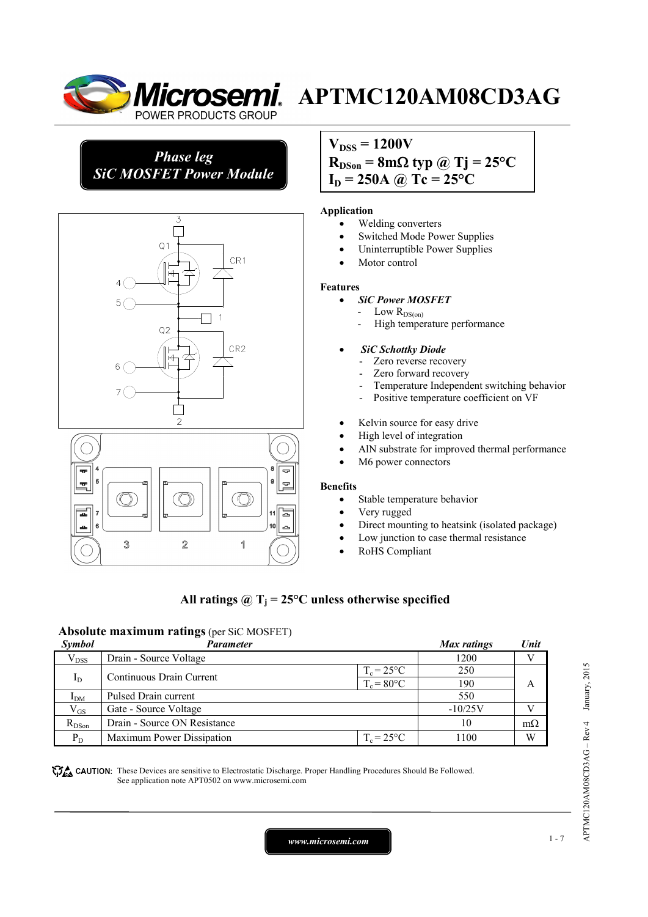# APTMC120AM08CD3AG

**Phase leg**
**SiC MOSFET Power Module**

$V_{DSS}$ = 1200V
$R_{DSon}$ = 8mΩ typ @ Tj = 25°C
$I_D$ = 250A @ Tc = 25°C

**Application**

- Welding converters
- Switched Mode Power Supplies
- Uninterruptible Power Supplies
- Motor control

**Features**

- ***SiC Power MOSFET***
  - Low $R_{DS(on)}$
  - High temperature performance
- ***SiC Schottky Diode***
  - Zero reverse recovery
  - Zero forward recovery
  - Temperature Independent switching behavior
  - Positive temperature coefficient on VF
- Kelvin source for easy drive
- High level of integration
- AlN substrate for improved thermal performance
- M6 power connectors

**Benefits**

- Stable temperature behavior
- Very rugged
- Direct mounting to heatsink (isolated package)
- Low junction to case thermal resistance
- RoHS Compliant

**All ratings @ $T_j$ = 25°C unless otherwise specified**

**Absolute maximum ratings** (per SiC MOSFET)

| Symbol | Parameter | | Max ratings | Unit |
|---|---|---|---|---|
| $V_{DSS}$ | Drain - Source Voltage | | 1200 | V |
| $I_D$ | Continuous Drain Current | $T_c$ = 25°C | 250 | A |
| | | $T_c$ = 80°C | 190 | |
| $I_{DM}$ | Pulsed Drain current | | 550 | |
| $V_{GS}$ | Gate - Source Voltage | | -10/25V | V |
| $R_{DSon}$ | Drain - Source ON Resistance | | 10 | mΩ |
| $P_D$ | Maximum Power Dissipation | $T_c$ = 25°C | 1100 | W |

CAUTION: These Devices are sensitive to Electrostatic Discharge. Proper Handling Procedures Should Be Followed. See application note APT0502 on www.microsemi.com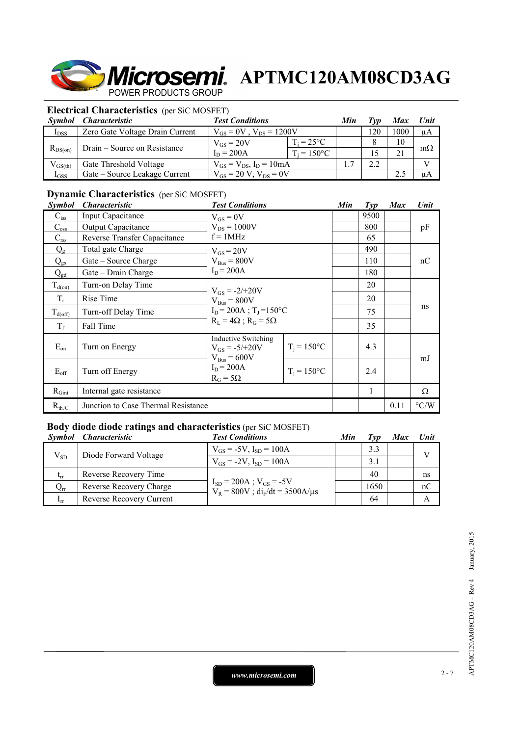## Electrical Characteristics (per SiC MOSFET)

| Symbol | Characteristic | Test Conditions | | Min | Typ | Max | Unit |
|---|---|---|---|---|---|---|---|
| $I_{DSS}$ | Zero Gate Voltage Drain Current | $V_{GS} = 0V$ , $V_{DS} = 1200V$ | | | 120 | 1000 | µA |
| $R_{DS(on)}$ | Drain – Source on Resistance | $V_{GS} = 20V$, $I_D = 200A$ | $T_j = 25°C$ | | 8 | 10 | mΩ |
| | | | $T_j = 150°C$ | | 15 | 21 | |
| $V_{GS(th)}$ | Gate Threshold Voltage | $V_{GS} = V_{DS}$, $I_D = 10mA$ | | 1.7 | 2.2 | | V |
| $I_{GSS}$ | Gate – Source Leakage Current | $V_{GS} = 20$ V, $V_{DS} = 0V$ | | | | 2.5 | µA |

## Dynamic Characteristics (per SiC MOSFET)

| Symbol | Characteristic | Test Conditions | | Min | Typ | Max | Unit |
|---|---|---|---|---|---|---|---|
| $C_{iss}$ | Input Capacitance | $V_{GS} = 0V$, $V_{DS} = 1000V$, f = 1MHz | | | 9500 | | pF |
| $C_{oss}$ | Output Capacitance | | | | 800 | | |
| $C_{rss}$ | Reverse Transfer Capacitance | | | | 65 | | |
| $Q_g$ | Total gate Charge | $V_{GS} = 20V$, $V_{Bus} = 800V$, $I_D = 200A$ | | | 490 | | nC |
| $Q_{gs}$ | Gate – Source Charge | | | | 110 | | |
| $Q_{gd}$ | Gate – Drain Charge | | | | 180 | | |
| $T_{d(on)}$ | Turn-on Delay Time | $V_{GS} = -2/+20V$, $V_{Bus} = 800V$, $I_D = 200A$ ; $T_J = 150°C$, $R_L = 4Ω$ ; $R_G = 5Ω$ | | | 20 | | ns |
| $T_r$ | Rise Time | | | | 20 | | |
| $T_{d(off)}$ | Turn-off Delay Time | | | | 75 | | |
| $T_f$ | Fall Time | | | | 35 | | |
| $E_{on}$ | Turn on Energy | Inductive Switching, $V_{GS} = -5/+20V$, $V_{Bus} = 600V$, $I_D = 200A$, $R_G = 5Ω$ | $T_j = 150°C$ | | 4.3 | | mJ |
| $E_{off}$ | Turn off Energy | | $T_j = 150°C$ | | 2.4 | | |
| $R_{Gint}$ | Internal gate resistance | | | | 1 | | Ω |
| $R_{thJC}$ | Junction to Case Thermal Resistance | | | | | 0.11 | °C/W |

## Body diode diode ratings and characteristics (per SiC MOSFET)

| Symbol | Characteristic | Test Conditions | Min | Typ | Max | Unit |
|---|---|---|---|---|---|---|
| $V_{SD}$ | Diode Forward Voltage | $V_{GS} = -5V$, $I_{SD} = 100A$ | | 3.3 | | V |
| | | $V_{GS} = -2V$, $I_{SD} = 100A$ | | 3.1 | | |
| $t_{rr}$ | Reverse Recovery Time | $I_{SD} = 200A$ ; $V_{GS} = -5V$, $V_R = 800V$ ; $di_F/dt = 3500A/µs$ | | 40 | | ns |
| $Q_{rr}$ | Reverse Recovery Charge | | | 1650 | | nC |
| $I_{rr}$ | Reverse Recovery Current | | | 64 | | A |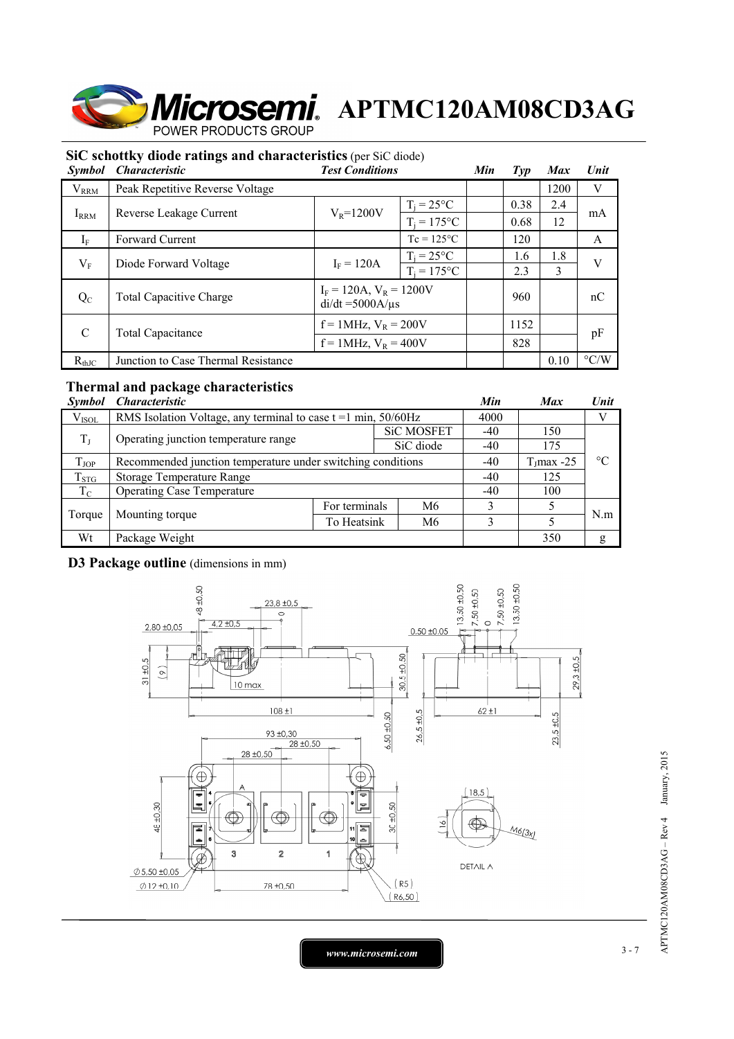## SiC schottky diode ratings and characteristics (per SiC diode)

| Symbol | Characteristic | Test Conditions | | Min | Typ | Max | Unit |
|---|---|---|---|---|---|---|---|
| $V_{RRM}$ | Peak Repetitive Reverse Voltage | | | | | 1200 | V |
| $I_{RRM}$ | Reverse Leakage Current | $V_R$=1200V | $T_j$ = 25°C | | 0.38 | 2.4 | mA |
| | | | $T_j$ = 175°C | | 0.68 | 12 | |
| $I_F$ | Forward Current | | Tc = 125°C | | 120 | | A |
| $V_F$ | Diode Forward Voltage | $I_F$ = 120A | $T_j$ = 25°C | | 1.6 | 1.8 | V |
| | | | $T_j$ = 175°C | | 2.3 | 3 | |
| $Q_C$ | Total Capacitive Charge | $I_F$ = 120A, $V_R$ = 1200V di/dt =5000A/µs | | | 960 | | nC |
| C | Total Capacitance | f = 1MHz, $V_R$ = 200V | | | 1152 | | pF |
| | | f = 1MHz, $V_R$ = 400V | | | 828 | | |
| $R_{thJC}$ | Junction to Case Thermal Resistance | | | | | 0.10 | °C/W |

## Thermal and package characteristics

| Symbol | Characteristic | | | Min | Max | Unit |
|---|---|---|---|---|---|---|
| $V_{ISOL}$ | RMS Isolation Voltage, any terminal to case t =1 min, 50/60Hz | | | 4000 | | V |
| $T_J$ | Operating junction temperature range | | SiC MOSFET | -40 | 150 | °C |
| | | | SiC diode | -40 | 175 | |
| $T_{JOP}$ | Recommended junction temperature under switching conditions | | | -40 | $T_J$max -25 | |
| $T_{STG}$ | Storage Temperature Range | | | -40 | 125 | |
| $T_C$ | Operating Case Temperature | | | -40 | 100 | |
| Torque | Mounting torque | For terminals | M6 | 3 | 5 | N.m |
| | | To Heatsink | M6 | 3 | 5 | |
| Wt | Package Weight | | | | 350 | g |

## D3 Package outline (dimensions in mm)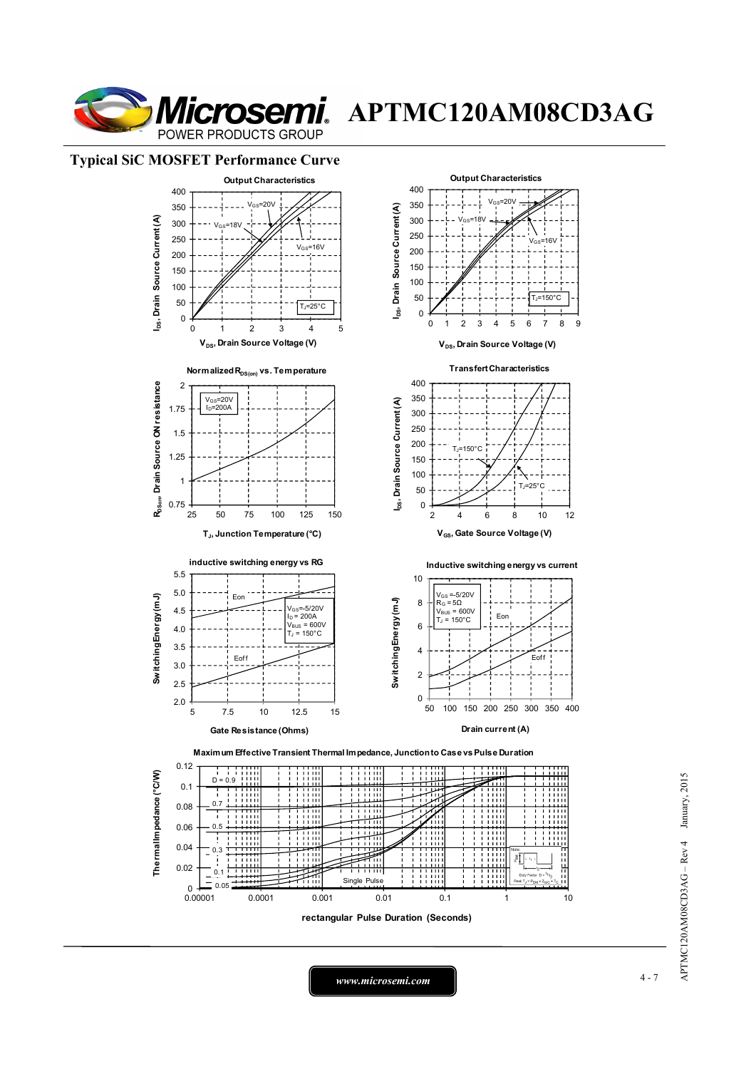## Typical SiC MOSFET Performance Curve

**Output Characteristics**

$I_{DS}$, Drain Source Current (A) vs $V_{DS}$, Drain Source Voltage (V)

$V_{GS}$=20V, $V_{GS}$=18V, $V_{GS}$=16V, $T_J$=25°C

**Output Characteristics**

$I_{DS}$, Drain Source Current (A) vs $V_{DS}$, Drain Source Voltage (V)

$V_{GS}$=20V, $V_{GS}$=18V, $V_{GS}$=16V, $T_J$=150°C

**Normalized $R_{DS(on)}$ vs. Temperature**

$R_{DSon}$ Drain Source ON resistance vs $T_J$, Junction Temperature (°C)

$V_{GS}$=20V, $I_D$=200A

**Transfert Characteristics**

$I_{DS}$, Drain Source Current (A) vs $V_{GS}$, Gate Source Voltage (V)

$T_J$=150°C, $T_J$=25°C

**inductive switching energy vs RG**

Switching Energy (mJ) vs Gate Resistance (Ohms)

Eon, Eoff; $V_{GS}$=-5/20V, $I_D$ = 200A, $V_{BUS}$ = 600V, $T_J$ = 150°C

**Inductive switching energy vs current**

Switching Energy (mJ) vs Drain current (A)

Eon, Eoff; $V_{GS}$ =-5/20V, $R_G$ = 5Ω, $V_{BUS}$ = 600V, $T_J$ = 150°C

**Maximum Effective Transient Thermal Impedance, Junction to Case vs Pulse Duration**

Thermal Impedance (°C/W) vs rectangular Pulse Duration (Seconds)

D = 0.9, 0.7, 0.5, 0.3, 0.1, 0.05, Single Pulse

Note: Duty Factor $D = t_1/t_2$; Peak $T_J = P_{DM} \times Z_{thJC} + T_C$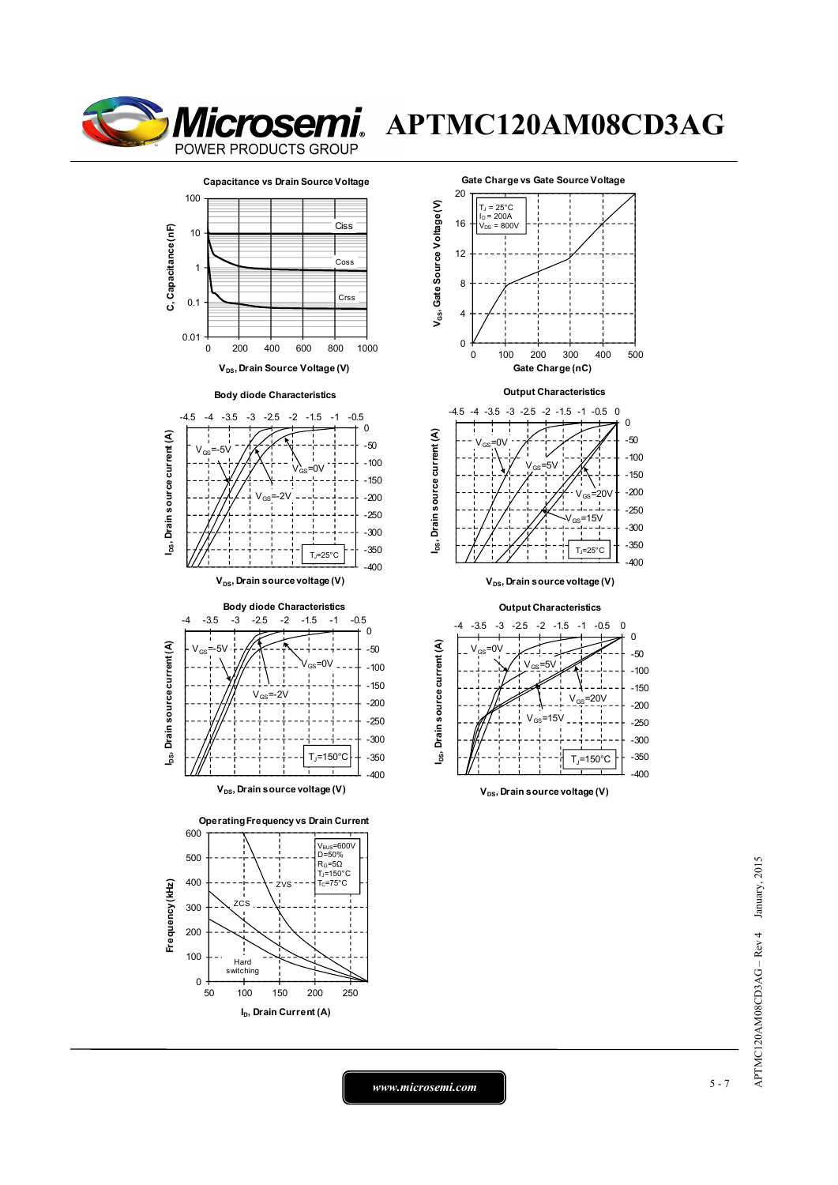### Capacitance vs Drain Source Voltage

C, Capacitance (nF)

Ciss, Coss, Crss

$V_{DS}$, Drain Source Voltage (V)

### Gate Charge vs Gate Source Voltage

$T_J$ = 25°C
$I_D$ = 200A
$V_{DS}$ = 800V

$V_{GS}$, Gate Source Voltage (V)

Gate Charge (nC)

### Body diode Characteristics

$V_{GS}$=-5V, $V_{GS}$=0V, $V_{GS}$=-2V

$T_J$=25°C

$I_{DS}$, Drain source current (A)

$V_{DS}$, Drain source voltage (V)

### Output Characteristics

$V_{GS}$=0V, $V_{GS}$=5V, $V_{GS}$=20V, $V_{GS}$=15V

$T_J$=25°C

$I_{DS}$, Drain source current (A)

$V_{DS}$, Drain source voltage (V)

### Body diode Characteristics

$V_{GS}$=-5V, $V_{GS}$=0V, $V_{GS}$=-2V

$T_J$=150°C

$I_{DS}$, Drain source current (A)

$V_{DS}$, Drain source voltage (V)

### Output Characteristics

$V_{GS}$=0V, $V_{GS}$=5V, $V_{GS}$=20V, $V_{GS}$=15V

$T_J$=150°C

$I_{DS}$, Drain source current (A)

$V_{DS}$, Drain source voltage (V)

### Operating Frequency vs Drain Current

$V_{BUS}$=600V
D=50%
$R_G$=5Ω
$T_J$=150°C
$T_C$=75°C

ZVS, ZCS, Hard switching

Frequency (kHz)

$I_D$, Drain Current (A)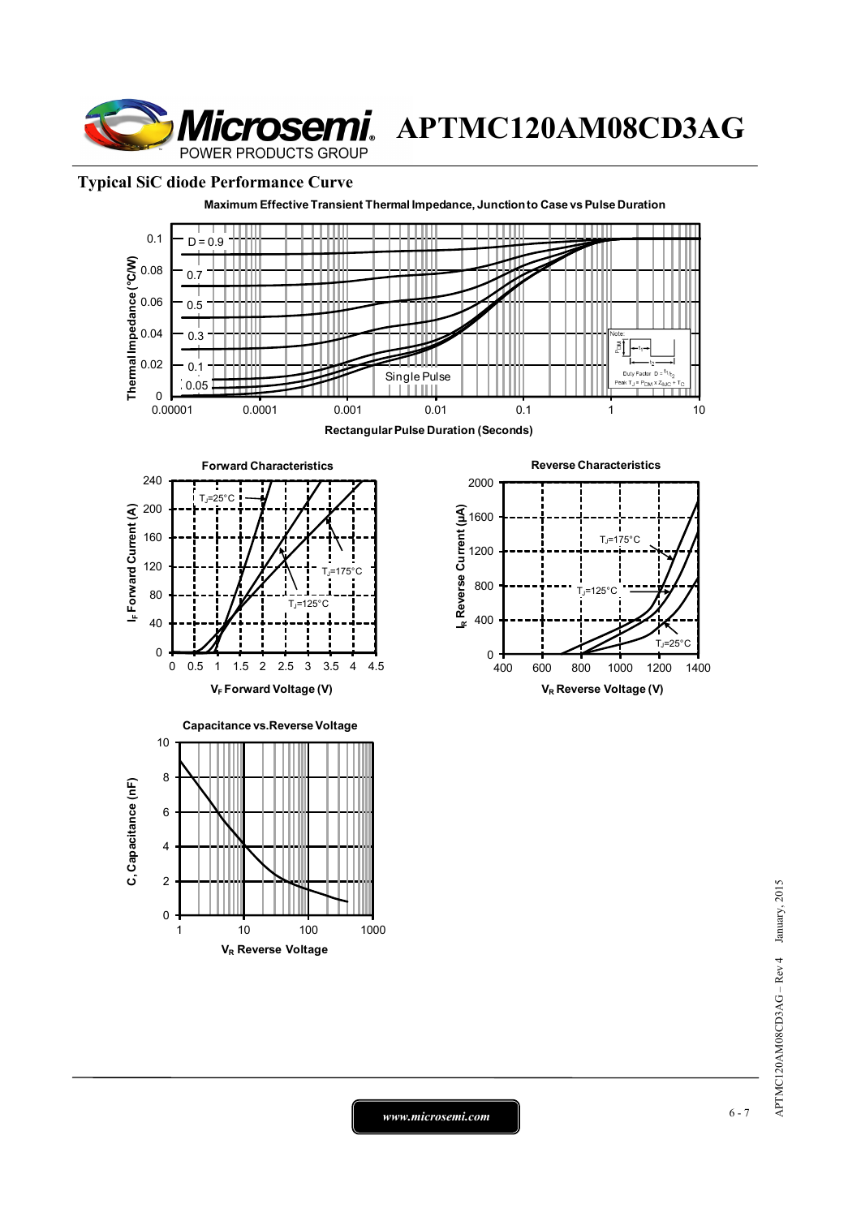## Typical SiC diode Performance Curve

**Maximum Effective Transient Thermal Impedance, Junction to Case vs Pulse Duration**

Thermal Impedance (°C/W) vs Rectangular Pulse Duration (Seconds)

D = 0.9, 0.7, 0.5, 0.3, 0.1, 0.05, Single Pulse

Note: Duty Factor $D = t_1/t_2$; Peak $T_J = P_{DM} \times Z_{\theta JC} + T_C$

**Forward Characteristics**

$I_F$ Forward Current (A) vs $V_F$ Forward Voltage (V)

$T_J$=25°C, $T_J$=125°C, $T_J$=175°C

**Reverse Characteristics**

$I_R$ Reverse Current (µA) vs $V_R$ Reverse Voltage (V)

$T_J$=175°C, $T_J$=125°C, $T_J$=25°C

**Capacitance vs.Reverse Voltage**

C, Capacitance (nF) vs $V_R$ Reverse Voltage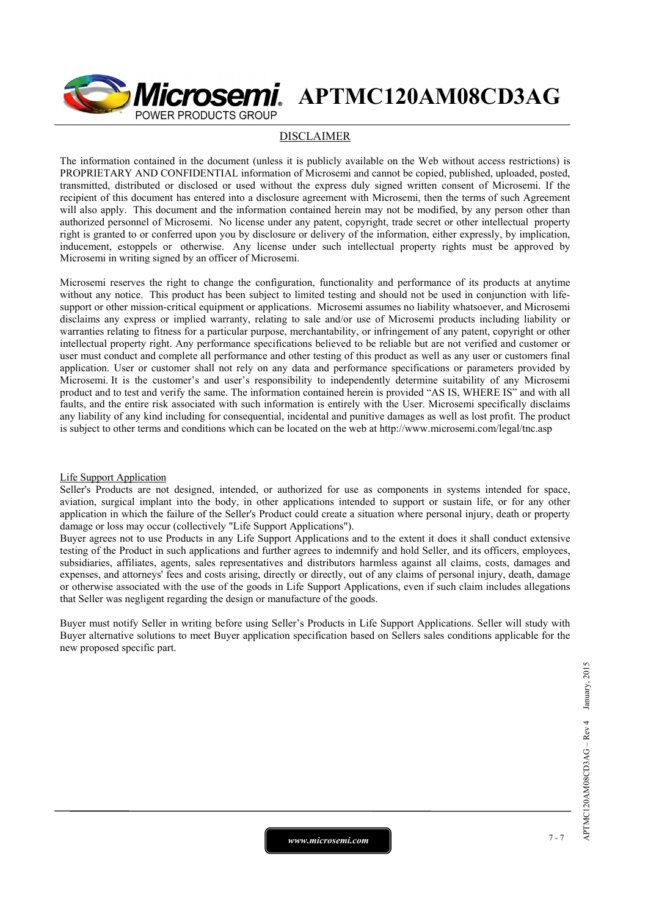## DISCLAIMER

The information contained in the document (unless it is publicly available on the Web without access restrictions) is PROPRIETARY AND CONFIDENTIAL information of Microsemi and cannot be copied, published, uploaded, posted, transmitted, distributed or disclosed or used without the express duly signed written consent of Microsemi. If the recipient of this document has entered into a disclosure agreement with Microsemi, then the terms of such Agreement will also apply. This document and the information contained herein may not be modified, by any person other than authorized personnel of Microsemi. No license under any patent, copyright, trade secret or other intellectual property right is granted to or conferred upon you by disclosure or delivery of the information, either expressly, by implication, inducement, estoppels or otherwise. Any license under such intellectual property rights must be approved by Microsemi in writing signed by an officer of Microsemi.

Microsemi reserves the right to change the configuration, functionality and performance of its products at anytime without any notice. This product has been subject to limited testing and should not be used in conjunction with life-support or other mission-critical equipment or applications. Microsemi assumes no liability whatsoever, and Microsemi disclaims any express or implied warranty, relating to sale and/or use of Microsemi products including liability or warranties relating to fitness for a particular purpose, merchantability, or infringement of any patent, copyright or other intellectual property right. Any performance specifications believed to be reliable but are not verified and customer or user must conduct and complete all performance and other testing of this product as well as any user or customers final application. User or customer shall not rely on any data and performance specifications or parameters provided by Microsemi. It is the customer's and user's responsibility to independently determine suitability of any Microsemi product and to test and verify the same. The information contained herein is provided "AS IS, WHERE IS" and with all faults, and the entire risk associated with such information is entirely with the User. Microsemi specifically disclaims any liability of any kind including for consequential, incidental and punitive damages as well as lost profit. The product is subject to other terms and conditions which can be located on the web at http://www.microsemi.com/legal/tnc.asp

### Life Support Application

Seller's Products are not designed, intended, or authorized for use as components in systems intended for space, aviation, surgical implant into the body, in other applications intended to support or sustain life, or for any other application in which the failure of the Seller's Product could create a situation where personal injury, death or property damage or loss may occur (collectively "Life Support Applications").

Buyer agrees not to use Products in any Life Support Applications and to the extent it does it shall conduct extensive testing of the Product in such applications and further agrees to indemnify and hold Seller, and its officers, employees, subsidiaries, affiliates, agents, sales representatives and distributors harmless against all claims, costs, damages and expenses, and attorneys' fees and costs arising, directly or directly, out of any claims of personal injury, death, damage or otherwise associated with the use of the goods in Life Support Applications, even if such claim includes allegations that Seller was negligent regarding the design or manufacture of the goods.

Buyer must notify Seller in writing before using Seller's Products in Life Support Applications. Seller will study with Buyer alternative solutions to meet Buyer application specification based on Sellers sales conditions applicable for the new proposed specific part.